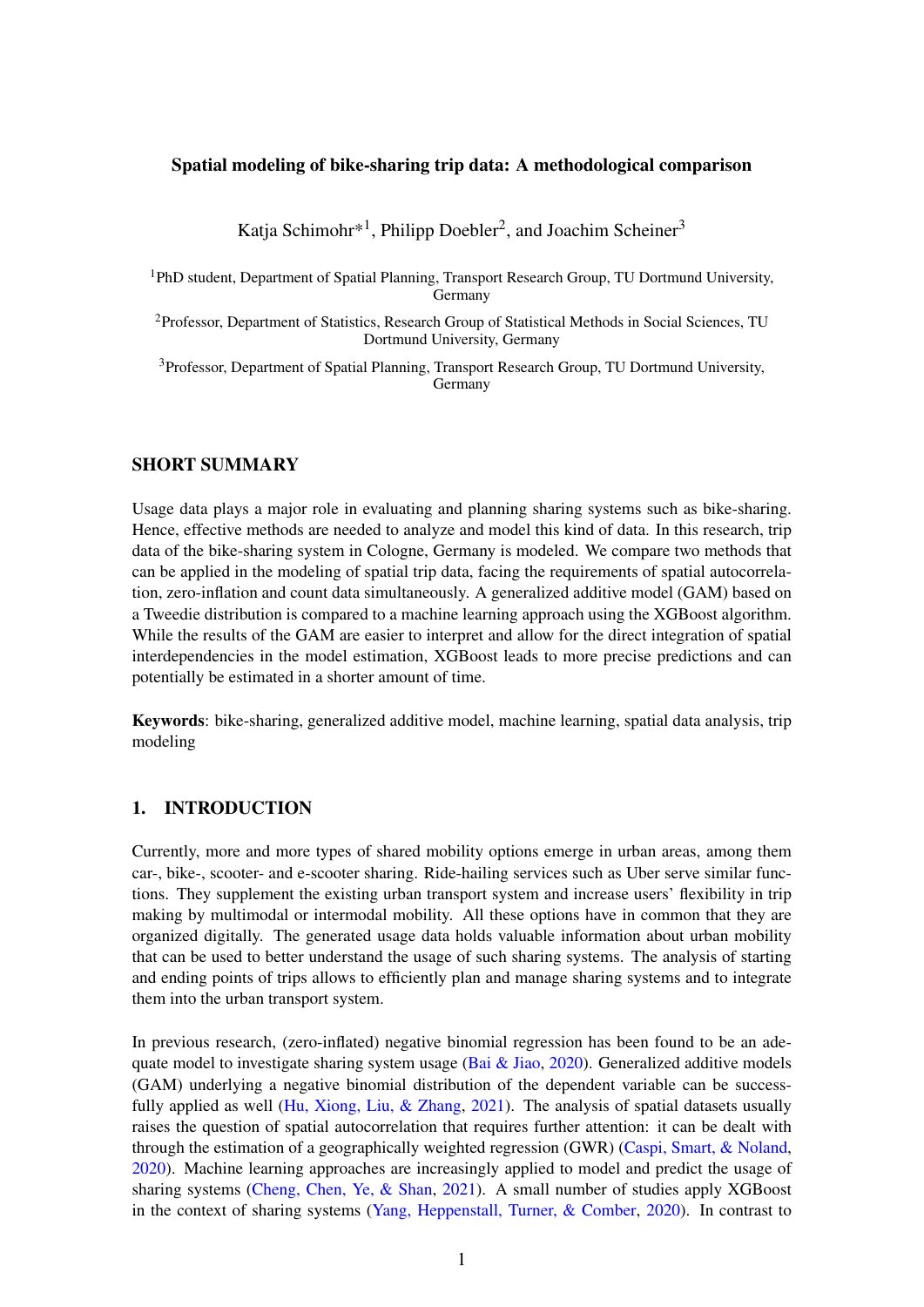# Spatial modeling of bike-sharing trip data: A methodological comparison

Katja Schimohr*[1], Philipp Doebler[2], and Joachim Scheiner[3]

[1]PhD student, Department of Spatial Planning, Transport Research Group, TU Dortmund University, Germany

[2]Professor, Department of Statistics, Research Group of Statistical Methods in Social Sciences, TU Dortmund University, Germany

[3]Professor, Department of Spatial Planning, Transport Research Group, TU Dortmund University, Germany

## SHORT SUMMARY

Usage data plays a major role in evaluating and planning sharing systems such as bike-sharing. Hence, effective methods are needed to analyze and model this kind of data. In this research, trip data of the bike-sharing system in Cologne, Germany is modeled. We compare two methods that can be applied in the modeling of spatial trip data, facing the requirements of spatial autocorrelation, zero-inflation and count data simultaneously. A generalized additive model (GAM) based on a Tweedie distribution is compared to a machine learning approach using the XGBoost algorithm. While the results of the GAM are easier to interpret and allow for the direct integration of spatial interdependencies in the model estimation, XGBoost leads to more precise predictions and can potentially be estimated in a shorter amount of time.

**Keywords**: bike-sharing, generalized additive model, machine learning, spatial data analysis, trip modeling

## 1. INTRODUCTION

Currently, more and more types of shared mobility options emerge in urban areas, among them car-, bike-, scooter- and e-scooter sharing. Ride-hailing services such as Uber serve similar functions. They supplement the existing urban transport system and increase users' flexibility in trip making by multimodal or intermodal mobility. All these options have in common that they are organized digitally. The generated usage data holds valuable information about urban mobility that can be used to better understand the usage of such sharing systems. The analysis of starting and ending points of trips allows to efficiently plan and manage sharing systems and to integrate them into the urban transport system.

In previous research, (zero-inflated) negative binomial regression has been found to be an adequate model to investigate sharing system usage (Bai & Jiao, 2020). Generalized additive models (GAM) underlying a negative binomial distribution of the dependent variable can be successfully applied as well (Hu, Xiong, Liu, & Zhang, 2021). The analysis of spatial datasets usually raises the question of spatial autocorrelation that requires further attention: it can be dealt with through the estimation of a geographically weighted regression (GWR) (Caspi, Smart, & Noland, 2020). Machine learning approaches are increasingly applied to model and predict the usage of sharing systems (Cheng, Chen, Ye, & Shan, 2021). A small number of studies apply XGBoost in the context of sharing systems (Yang, Heppenstall, Turner, & Comber, 2020). In contrast to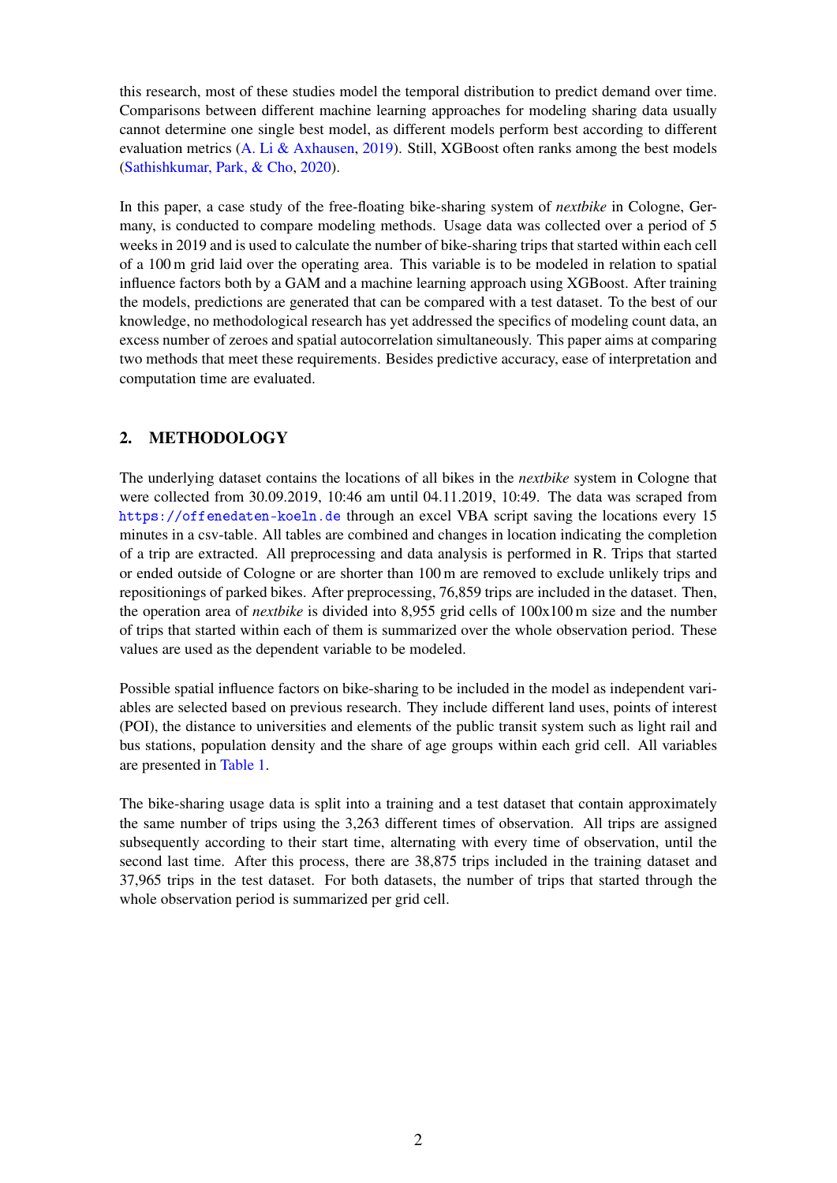this research, most of these studies model the temporal distribution to predict demand over time. Comparisons between different machine learning approaches for modeling sharing data usually cannot determine one single best model, as different models perform best according to different evaluation metrics (A. Li & Axhausen, 2019). Still, XGBoost often ranks among the best models (Sathishkumar, Park, & Cho, 2020).

In this paper, a case study of the free-floating bike-sharing system of *nextbike* in Cologne, Germany, is conducted to compare modeling methods. Usage data was collected over a period of 5 weeks in 2019 and is used to calculate the number of bike-sharing trips that started within each cell of a 100 m grid laid over the operating area. This variable is to be modeled in relation to spatial influence factors both by a GAM and a machine learning approach using XGBoost. After training the models, predictions are generated that can be compared with a test dataset. To the best of our knowledge, no methodological research has yet addressed the specifics of modeling count data, an excess number of zeroes and spatial autocorrelation simultaneously. This paper aims at comparing two methods that meet these requirements. Besides predictive accuracy, ease of interpretation and computation time are evaluated.

## 2. METHODOLOGY

The underlying dataset contains the locations of all bikes in the *nextbike* system in Cologne that were collected from 30.09.2019, 10:46 am until 04.11.2019, 10:49. The data was scraped from `https://offenedaten-koeln.de` through an excel VBA script saving the locations every 15 minutes in a csv-table. All tables are combined and changes in location indicating the completion of a trip are extracted. All preprocessing and data analysis is performed in R. Trips that started or ended outside of Cologne or are shorter than 100 m are removed to exclude unlikely trips and repositionings of parked bikes. After preprocessing, 76,859 trips are included in the dataset. Then, the operation area of *nextbike* is divided into 8,955 grid cells of 100x100 m size and the number of trips that started within each of them is summarized over the whole observation period. These values are used as the dependent variable to be modeled.

Possible spatial influence factors on bike-sharing to be included in the model as independent variables are selected based on previous research. They include different land uses, points of interest (POI), the distance to universities and elements of the public transit system such as light rail and bus stations, population density and the share of age groups within each grid cell. All variables are presented in Table 1.

The bike-sharing usage data is split into a training and a test dataset that contain approximately the same number of trips using the 3,263 different times of observation. All trips are assigned subsequently according to their start time, alternating with every time of observation, until the second last time. After this process, there are 38,875 trips included in the training dataset and 37,965 trips in the test dataset. For both datasets, the number of trips that started through the whole observation period is summarized per grid cell.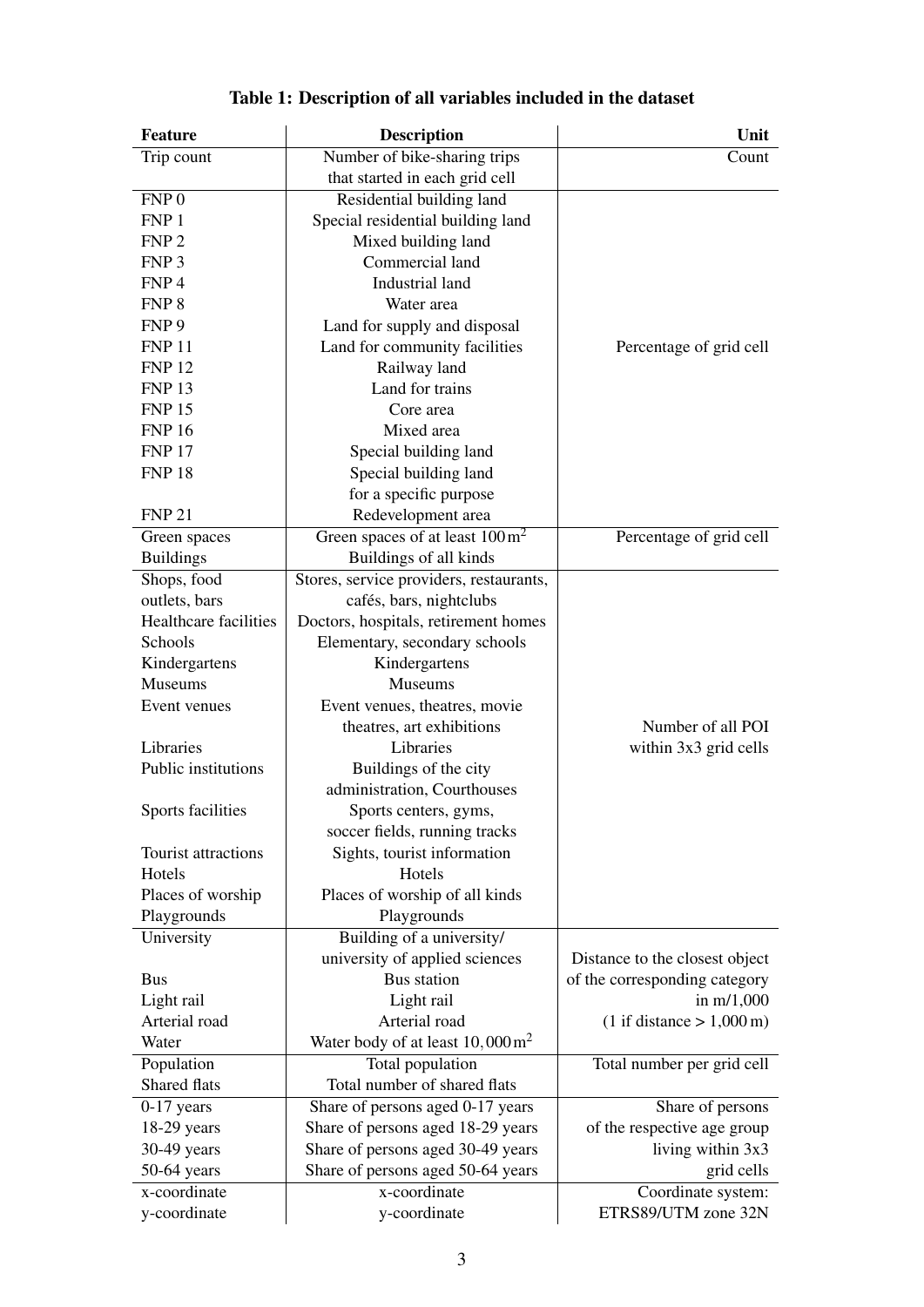**Table 1: Description of all variables included in the dataset**

| Feature | Description | Unit |
|---|---|---|
| Trip count | Number of bike-sharing trips that started in each grid cell | Count |
| FNP 0 | Residential building land | Percentage of grid cell |
| FNP 1 | Special residential building land | |
| FNP 2 | Mixed building land | |
| FNP 3 | Commercial land | |
| FNP 4 | Industrial land | |
| FNP 8 | Water area | |
| FNP 9 | Land for supply and disposal | |
| FNP 11 | Land for community facilities | |
| FNP 12 | Railway land | |
| FNP 13 | Land for trains | |
| FNP 15 | Core area | |
| FNP 16 | Mixed area | |
| FNP 17 | Special building land | |
| FNP 18 | Special building land for a specific purpose | |
| FNP 21 | Redevelopment area | |
| Green spaces | Green spaces of at least $100\,\text{m}^2$ | Percentage of grid cell |
| Buildings | Buildings of all kinds | |
| Shops, food outlets, bars | Stores, service providers, restaurants, cafés, bars, nightclubs | Number of all POI within 3x3 grid cells |
| Healthcare facilities | Doctors, hospitals, retirement homes | |
| Schools | Elementary, secondary schools | |
| Kindergartens | Kindergartens | |
| Museums | Museums | |
| Event venues | Event venues, theatres, movie theatres, art exhibitions | |
| Libraries | Libraries | |
| Public institutions | Buildings of the city administration, Courthouses | |
| Sports facilities | Sports centers, gyms, soccer fields, running tracks | |
| Tourist attractions | Sights, tourist information | |
| Hotels | Hotels | |
| Places of worship | Places of worship of all kinds | |
| Playgrounds | Playgrounds | |
| University | Building of a university/ university of applied sciences | Distance to the closest object of the corresponding category in m/1,000 (1 if distance > 1,000 m) |
| Bus | Bus station | |
| Light rail | Light rail | |
| Arterial road | Arterial road | |
| Water | Water body of at least $10,000\,\text{m}^2$ | |
| Population | Total population | Total number per grid cell |
| Shared flats | Total number of shared flats | |
| 0-17 years | Share of persons aged 0-17 years | Share of persons of the respective age group living within 3x3 grid cells |
| 18-29 years | Share of persons aged 18-29 years | |
| 30-49 years | Share of persons aged 30-49 years | |
| 50-64 years | Share of persons aged 50-64 years | |
| x-coordinate | x-coordinate | Coordinate system: ETRS89/UTM zone 32N |
| y-coordinate | y-coordinate | |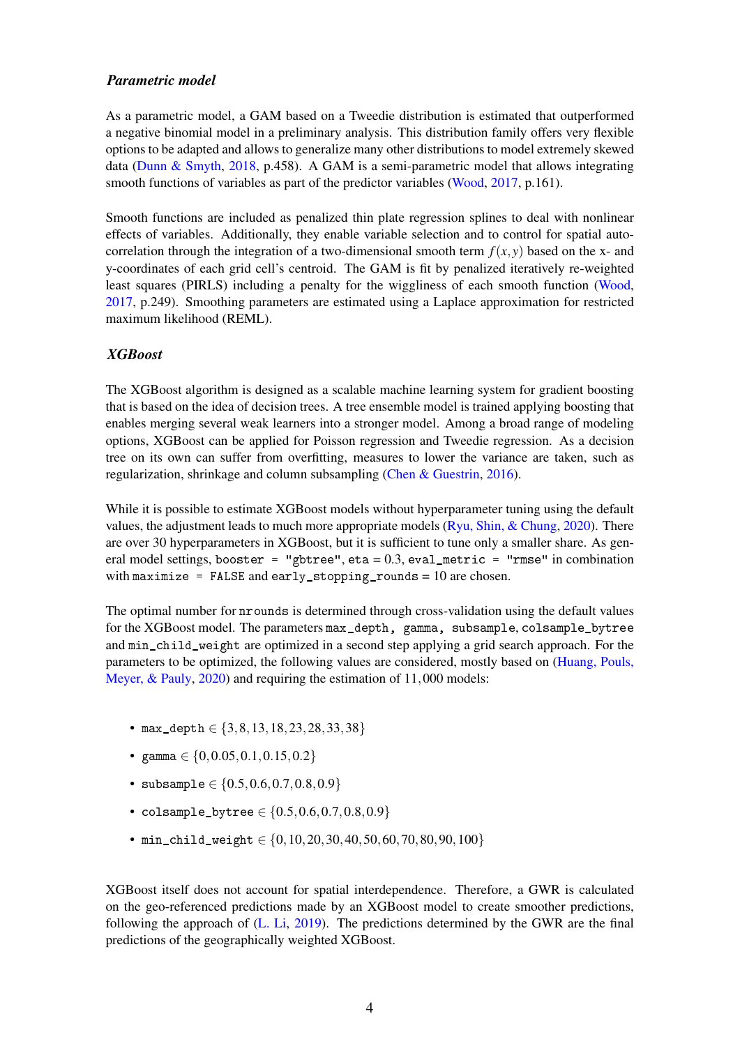### *Parametric model*

As a parametric model, a GAM based on a Tweedie distribution is estimated that outperformed a negative binomial model in a preliminary analysis. This distribution family offers very flexible options to be adapted and allows to generalize many other distributions to model extremely skewed data (Dunn & Smyth, 2018, p.458). A GAM is a semi-parametric model that allows integrating smooth functions of variables as part of the predictor variables (Wood, 2017, p.161).

Smooth functions are included as penalized thin plate regression splines to deal with nonlinear effects of variables. Additionally, they enable variable selection and to control for spatial autocorrelation through the integration of a two-dimensional smooth term $f(x,y)$ based on the x- and y-coordinates of each grid cell's centroid. The GAM is fit by penalized iteratively re-weighted least squares (PIRLS) including a penalty for the wiggliness of each smooth function (Wood, 2017, p.249). Smoothing parameters are estimated using a Laplace approximation for restricted maximum likelihood (REML).

### *XGBoost*

The XGBoost algorithm is designed as a scalable machine learning system for gradient boosting that is based on the idea of decision trees. A tree ensemble model is trained applying boosting that enables merging several weak learners into a stronger model. Among a broad range of modeling options, XGBoost can be applied for Poisson regression and Tweedie regression. As a decision tree on its own can suffer from overfitting, measures to lower the variance are taken, such as regularization, shrinkage and column subsampling (Chen & Guestrin, 2016).

While it is possible to estimate XGBoost models without hyperparameter tuning using the default values, the adjustment leads to much more appropriate models (Ryu, Shin, & Chung, 2020). There are over 30 hyperparameters in XGBoost, but it is sufficient to tune only a smaller share. As general model settings, `booster = "gbtree"`, `eta` = 0.3, `eval_metric = "rmse"` in combination with `maximize = FALSE` and `early_stopping_rounds` = 10 are chosen.

The optimal number for `nrounds` is determined through cross-validation using the default values for the XGBoost model. The parameters `max_depth, gamma, subsample`, `colsample_bytree` and `min_child_weight` are optimized in a second step applying a grid search approach. For the parameters to be optimized, the following values are considered, mostly based on (Huang, Pouls, Meyer, & Pauly, 2020) and requiring the estimation of 11,000 models:

- `max_depth` $\in \{3, 8, 13, 18, 23, 28, 33, 38\}$
- `gamma` $\in \{0, 0.05, 0.1, 0.15, 0.2\}$
- `subsample` $\in \{0.5, 0.6, 0.7, 0.8, 0.9\}$
- `colsample_bytree` $\in \{0.5, 0.6, 0.7, 0.8, 0.9\}$
- `min_child_weight` $\in \{0, 10, 20, 30, 40, 50, 60, 70, 80, 90, 100\}$

XGBoost itself does not account for spatial interdependence. Therefore, a GWR is calculated on the geo-referenced predictions made by an XGBoost model to create smoother predictions, following the approach of (L. Li, 2019). The predictions determined by the GWR are the final predictions of the geographically weighted XGBoost.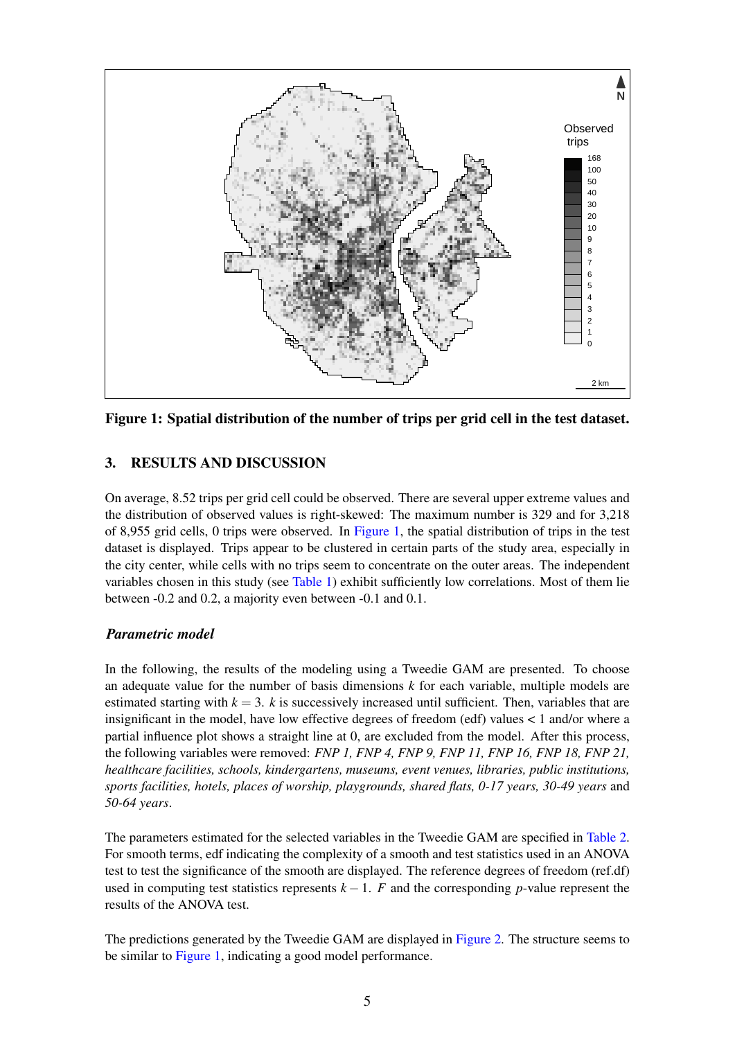**Figure 1: Spatial distribution of the number of trips per grid cell in the test dataset.**

## 3. RESULTS AND DISCUSSION

On average, 8.52 trips per grid cell could be observed. There are several upper extreme values and the distribution of observed values is right-skewed: The maximum number is 329 and for 3,218 of 8,955 grid cells, 0 trips were observed. In Figure 1, the spatial distribution of trips in the test dataset is displayed. Trips appear to be clustered in certain parts of the study area, especially in the city center, while cells with no trips seem to concentrate on the outer areas. The independent variables chosen in this study (see Table 1) exhibit sufficiently low correlations. Most of them lie between -0.2 and 0.2, a majority even between -0.1 and 0.1.

### *Parametric model*

In the following, the results of the modeling using a Tweedie GAM are presented. To choose an adequate value for the number of basis dimensions $k$ for each variable, multiple models are estimated starting with $k = 3$. $k$ is successively increased until sufficient. Then, variables that are insignificant in the model, have low effective degrees of freedom (edf) values $< 1$ and/or where a partial influence plot shows a straight line at 0, are excluded from the model. After this process, the following variables were removed: *FNP 1, FNP 4, FNP 9, FNP 11, FNP 16, FNP 18, FNP 21, healthcare facilities, schools, kindergartens, museums, event venues, libraries, public institutions, sports facilities, hotels, places of worship, playgrounds, shared flats, 0-17 years, 30-49 years* and *50-64 years*.

The parameters estimated for the selected variables in the Tweedie GAM are specified in Table 2. For smooth terms, edf indicating the complexity of a smooth and test statistics used in an ANOVA test to test the significance of the smooth are displayed. The reference degrees of freedom (ref.df) used in computing test statistics represents $k - 1$. $F$ and the corresponding $p$-value represent the results of the ANOVA test.

The predictions generated by the Tweedie GAM are displayed in Figure 2. The structure seems to be similar to Figure 1, indicating a good model performance.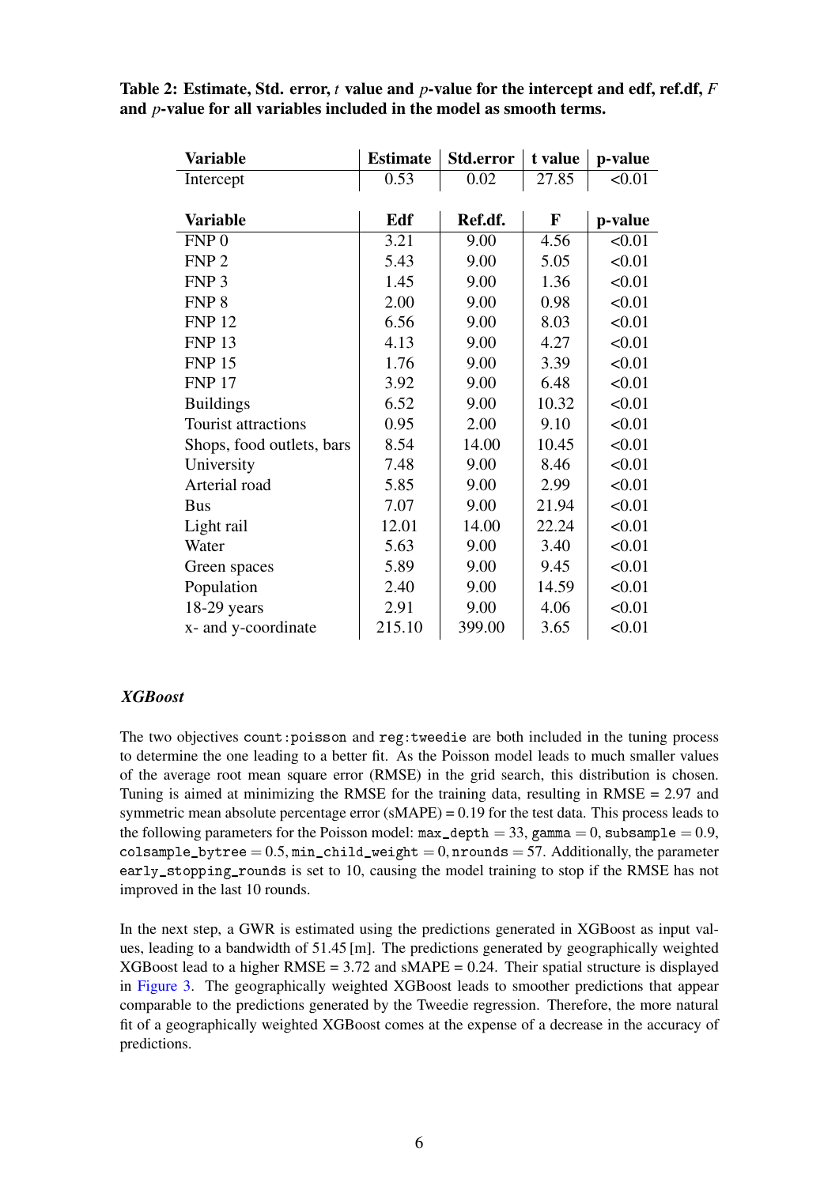**Table 2: Estimate, Std. error, $t$ value and $p$-value for the intercept and edf, ref.df, $F$ and $p$-value for all variables included in the model as smooth terms.**

| Variable | Estimate | Std.error | t value | p-value |
|---|---|---|---|---|
| Intercept | 0.53 | 0.02 | 27.85 | <0.01 |

| Variable | Edf | Ref.df. | F | p-value |
|---|---|---|---|---|
| FNP 0 | 3.21 | 9.00 | 4.56 | <0.01 |
| FNP 2 | 5.43 | 9.00 | 5.05 | <0.01 |
| FNP 3 | 1.45 | 9.00 | 1.36 | <0.01 |
| FNP 8 | 2.00 | 9.00 | 0.98 | <0.01 |
| FNP 12 | 6.56 | 9.00 | 8.03 | <0.01 |
| FNP 13 | 4.13 | 9.00 | 4.27 | <0.01 |
| FNP 15 | 1.76 | 9.00 | 3.39 | <0.01 |
| FNP 17 | 3.92 | 9.00 | 6.48 | <0.01 |
| Buildings | 6.52 | 9.00 | 10.32 | <0.01 |
| Tourist attractions | 0.95 | 2.00 | 9.10 | <0.01 |
| Shops, food outlets, bars | 8.54 | 14.00 | 10.45 | <0.01 |
| University | 7.48 | 9.00 | 8.46 | <0.01 |
| Arterial road | 5.85 | 9.00 | 2.99 | <0.01 |
| Bus | 7.07 | 9.00 | 21.94 | <0.01 |
| Light rail | 12.01 | 14.00 | 22.24 | <0.01 |
| Water | 5.63 | 9.00 | 3.40 | <0.01 |
| Green spaces | 5.89 | 9.00 | 9.45 | <0.01 |
| Population | 2.40 | 9.00 | 14.59 | <0.01 |
| 18-29 years | 2.91 | 9.00 | 4.06 | <0.01 |
| x- and y-coordinate | 215.10 | 399.00 | 3.65 | <0.01 |

### *XGBoost*

The two objectives `count:poisson` and `reg:tweedie` are both included in the tuning process to determine the one leading to a better fit. As the Poisson model leads to much smaller values of the average root mean square error (RMSE) in the grid search, this distribution is chosen. Tuning is aimed at minimizing the RMSE for the training data, resulting in RMSE = 2.97 and symmetric mean absolute percentage error (sMAPE) = 0.19 for the test data. This process leads to the following parameters for the Poisson model: `max_depth` $= 33$, `gamma` $= 0$, `subsample` $= 0.9$, `colsample_bytree` $= 0.5$, `min_child_weight` $= 0$, `nrounds` $= 57$. Additionally, the parameter `early_stopping_rounds` is set to 10, causing the model training to stop if the RMSE has not improved in the last 10 rounds.

In the next step, a GWR is estimated using the predictions generated in XGBoost as input values, leading to a bandwidth of 51.45 [m]. The predictions generated by geographically weighted XGBoost lead to a higher RMSE = 3.72 and sMAPE = 0.24. Their spatial structure is displayed in Figure 3. The geographically weighted XGBoost leads to smoother predictions that appear comparable to the predictions generated by the Tweedie regression. Therefore, the more natural fit of a geographically weighted XGBoost comes at the expense of a decrease in the accuracy of predictions.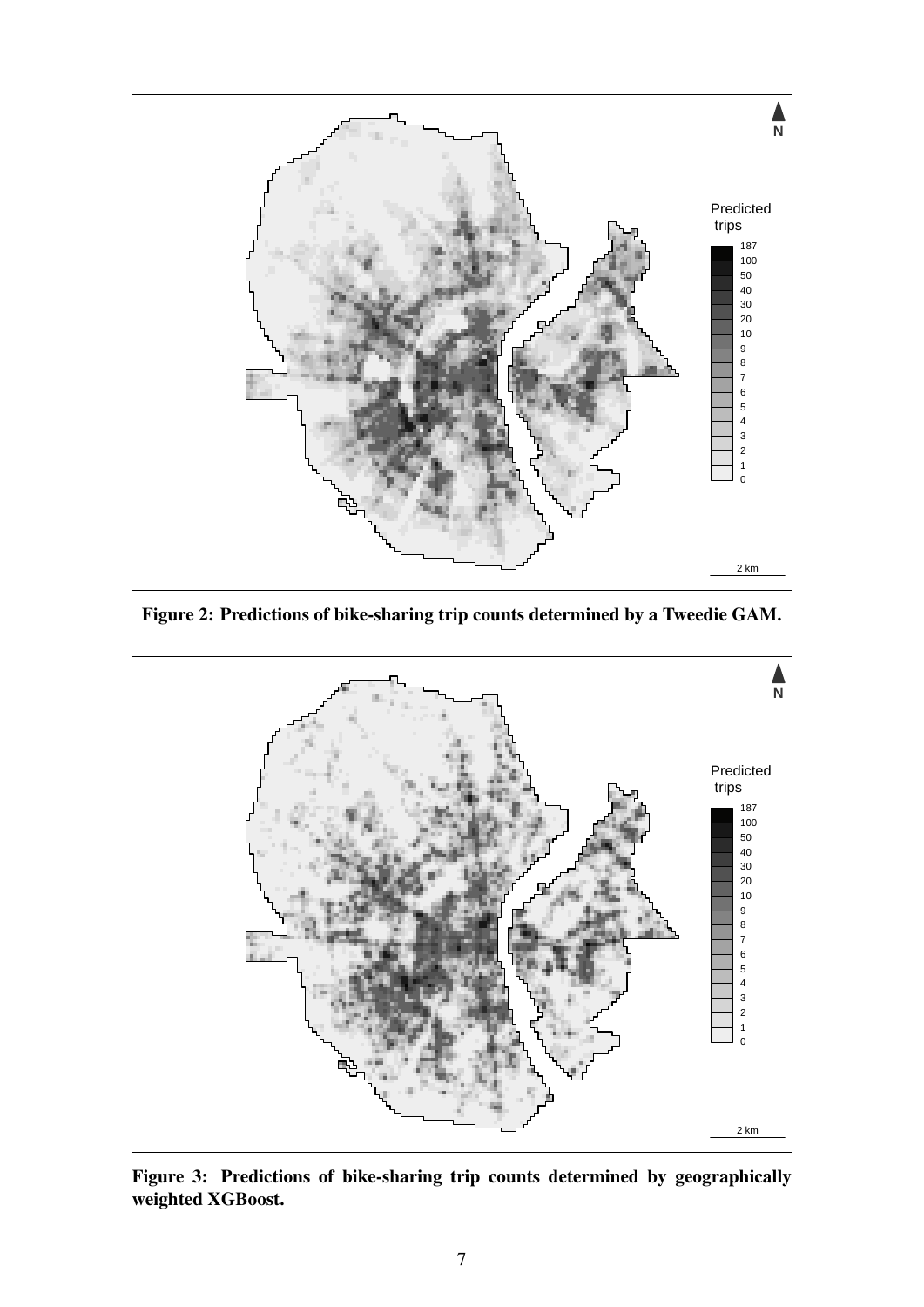**Figure 2: Predictions of bike-sharing trip counts determined by a Tweedie GAM.**

**Figure 3: Predictions of bike-sharing trip counts determined by geographically weighted XGBoost.**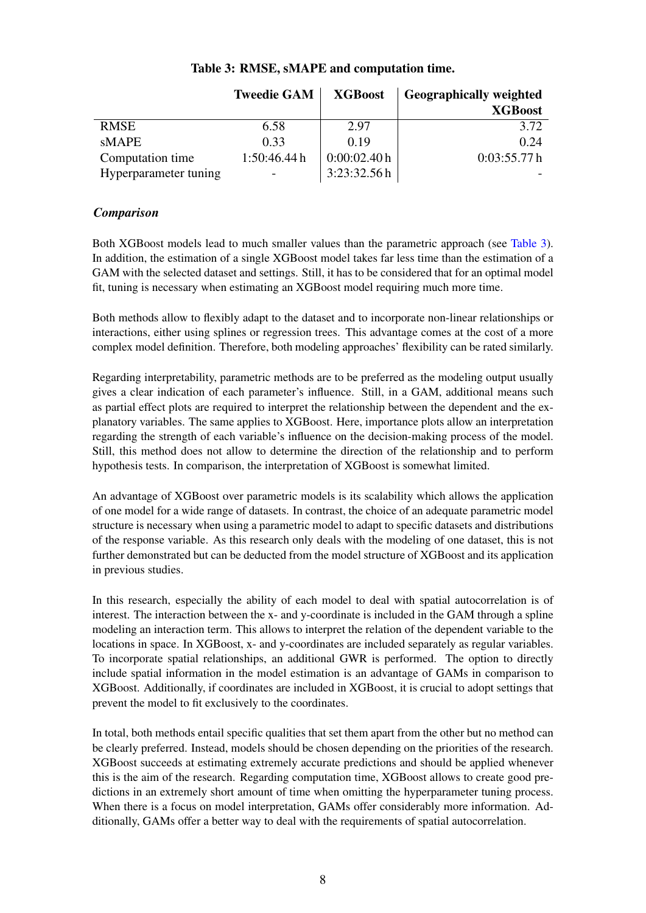**Table 3: RMSE, sMAPE and computation time.**

| | Tweedie GAM | XGBoost | Geographically weighted XGBoost |
|---|---|---|---|
| RMSE | 6.58 | 2.97 | 3.72 |
| sMAPE | 0.33 | 0.19 | 0.24 |
| Computation time | 1:50:46.44 h | 0:00:02.40 h | 0:03:55.77 h |
| Hyperparameter tuning | - | 3:23:32.56 h | - |

***Comparison***

Both XGBoost models lead to much smaller values than the parametric approach (see Table 3). In addition, the estimation of a single XGBoost model takes far less time than the estimation of a GAM with the selected dataset and settings. Still, it has to be considered that for an optimal model fit, tuning is necessary when estimating an XGBoost model requiring much more time.

Both methods allow to flexibly adapt to the dataset and to incorporate non-linear relationships or interactions, either using splines or regression trees. This advantage comes at the cost of a more complex model definition. Therefore, both modeling approaches' flexibility can be rated similarly.

Regarding interpretability, parametric methods are to be preferred as the modeling output usually gives a clear indication of each parameter's influence. Still, in a GAM, additional means such as partial effect plots are required to interpret the relationship between the dependent and the explanatory variables. The same applies to XGBoost. Here, importance plots allow an interpretation regarding the strength of each variable's influence on the decision-making process of the model. Still, this method does not allow to determine the direction of the relationship and to perform hypothesis tests. In comparison, the interpretation of XGBoost is somewhat limited.

An advantage of XGBoost over parametric models is its scalability which allows the application of one model for a wide range of datasets. In contrast, the choice of an adequate parametric model structure is necessary when using a parametric model to adapt to specific datasets and distributions of the response variable. As this research only deals with the modeling of one dataset, this is not further demonstrated but can be deducted from the model structure of XGBoost and its application in previous studies.

In this research, especially the ability of each model to deal with spatial autocorrelation is of interest. The interaction between the x- and y-coordinate is included in the GAM through a spline modeling an interaction term. This allows to interpret the relation of the dependent variable to the locations in space. In XGBoost, x- and y-coordinates are included separately as regular variables. To incorporate spatial relationships, an additional GWR is performed. The option to directly include spatial information in the model estimation is an advantage of GAMs in comparison to XGBoost. Additionally, if coordinates are included in XGBoost, it is crucial to adopt settings that prevent the model to fit exclusively to the coordinates.

In total, both methods entail specific qualities that set them apart from the other but no method can be clearly preferred. Instead, models should be chosen depending on the priorities of the research. XGBoost succeeds at estimating extremely accurate predictions and should be applied whenever this is the aim of the research. Regarding computation time, XGBoost allows to create good predictions in an extremely short amount of time when omitting the hyperparameter tuning process. When there is a focus on model interpretation, GAMs offer considerably more information. Additionally, GAMs offer a better way to deal with the requirements of spatial autocorrelation.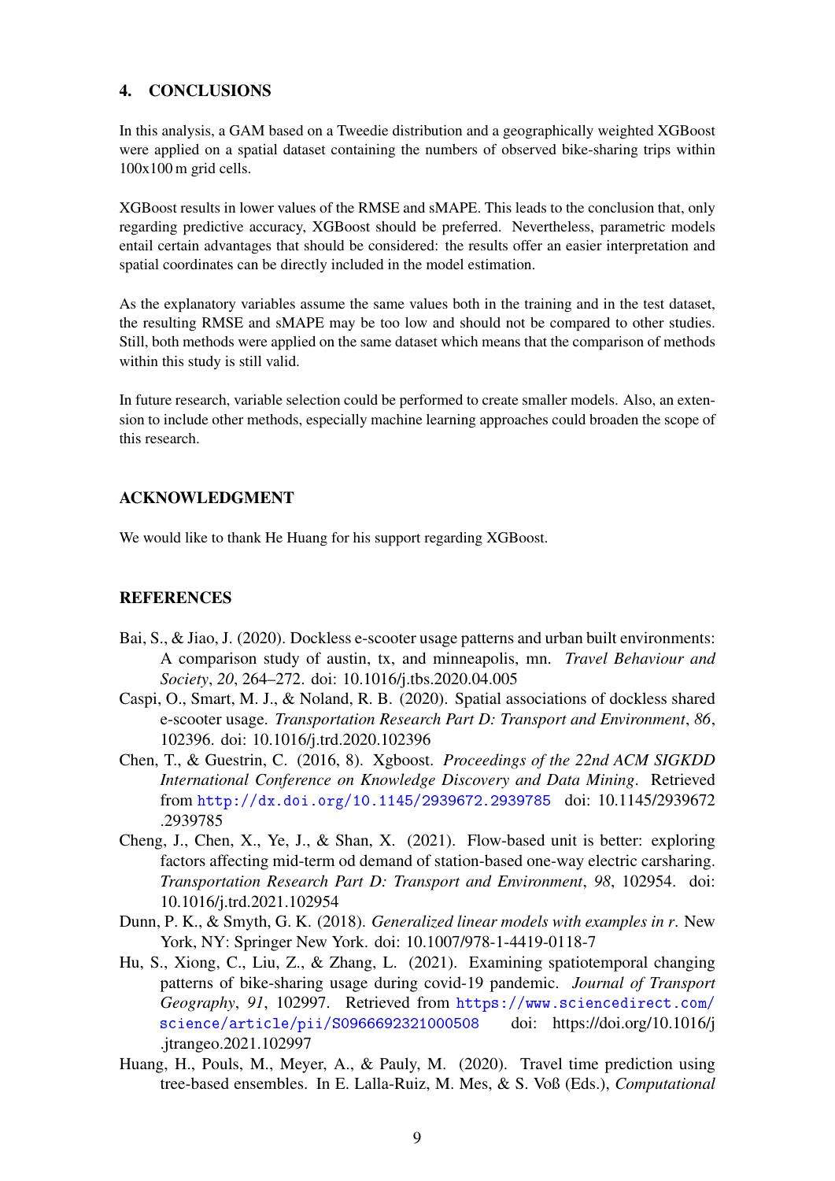## 4. CONCLUSIONS

In this analysis, a GAM based on a Tweedie distribution and a geographically weighted XGBoost were applied on a spatial dataset containing the numbers of observed bike-sharing trips within 100x100 m grid cells.

XGBoost results in lower values of the RMSE and sMAPE. This leads to the conclusion that, only regarding predictive accuracy, XGBoost should be preferred. Nevertheless, parametric models entail certain advantages that should be considered: the results offer an easier interpretation and spatial coordinates can be directly included in the model estimation.

As the explanatory variables assume the same values both in the training and in the test dataset, the resulting RMSE and sMAPE may be too low and should not be compared to other studies. Still, both methods were applied on the same dataset which means that the comparison of methods within this study is still valid.

In future research, variable selection could be performed to create smaller models. Also, an extension to include other methods, especially machine learning approaches could broaden the scope of this research.

## ACKNOWLEDGMENT

We would like to thank He Huang for his support regarding XGBoost.

## REFERENCES

Bai, S., & Jiao, J. (2020). Dockless e-scooter usage patterns and urban built environments: A comparison study of austin, tx, and minneapolis, mn. *Travel Behaviour and Society*, *20*, 264–272. doi: 10.1016/j.tbs.2020.04.005

Caspi, O., Smart, M. J., & Noland, R. B. (2020). Spatial associations of dockless shared e-scooter usage. *Transportation Research Part D: Transport and Environment*, *86*, 102396. doi: 10.1016/j.trd.2020.102396

Chen, T., & Guestrin, C. (2016, 8). Xgboost. *Proceedings of the 22nd ACM SIGKDD International Conference on Knowledge Discovery and Data Mining*. Retrieved from http://dx.doi.org/10.1145/2939672.2939785 doi: 10.1145/2939672.2939785

Cheng, J., Chen, X., Ye, J., & Shan, X. (2021). Flow-based unit is better: exploring factors affecting mid-term od demand of station-based one-way electric carsharing. *Transportation Research Part D: Transport and Environment*, *98*, 102954. doi: 10.1016/j.trd.2021.102954

Dunn, P. K., & Smyth, G. K. (2018). *Generalized linear models with examples in r*. New York, NY: Springer New York. doi: 10.1007/978-1-4419-0118-7

Hu, S., Xiong, C., Liu, Z., & Zhang, L. (2021). Examining spatiotemporal changing patterns of bike-sharing usage during covid-19 pandemic. *Journal of Transport Geography*, *91*, 102997. Retrieved from https://www.sciencedirect.com/science/article/pii/S0966692321000508 doi: https://doi.org/10.1016/j.jtrangeo.2021.102997

Huang, H., Pouls, M., Meyer, A., & Pauly, M. (2020). Travel time prediction using tree-based ensembles. In E. Lalla-Ruiz, M. Mes, & S. Voß (Eds.), *Computational*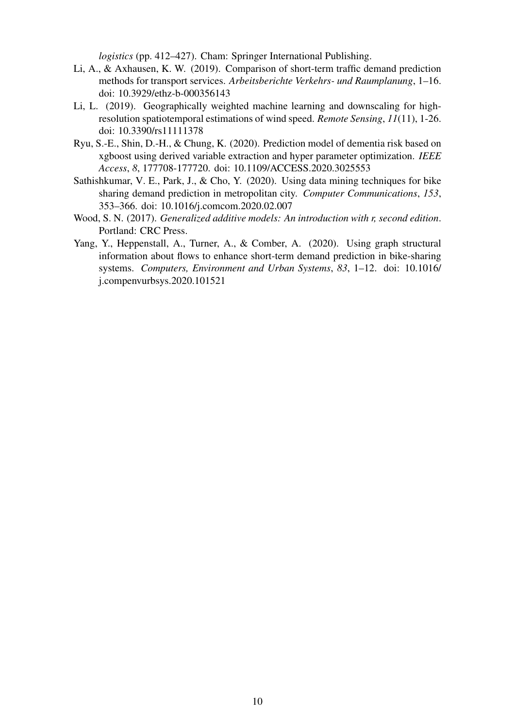*logistics* (pp. 412–427). Cham: Springer International Publishing.

Li, A., & Axhausen, K. W. (2019). Comparison of short-term traffic demand prediction methods for transport services. *Arbeitsberichte Verkehrs- und Raumplanung*, 1–16. doi: 10.3929/ethz-b-000356143

Li, L. (2019). Geographically weighted machine learning and downscaling for high-resolution spatiotemporal estimations of wind speed. *Remote Sensing*, *11*(11), 1-26. doi: 10.3390/rs11111378

Ryu, S.-E., Shin, D.-H., & Chung, K. (2020). Prediction model of dementia risk based on xgboost using derived variable extraction and hyper parameter optimization. *IEEE Access*, *8*, 177708-177720. doi: 10.1109/ACCESS.2020.3025553

Sathishkumar, V. E., Park, J., & Cho, Y. (2020). Using data mining techniques for bike sharing demand prediction in metropolitan city. *Computer Communications*, *153*, 353–366. doi: 10.1016/j.comcom.2020.02.007

Wood, S. N. (2017). *Generalized additive models: An introduction with r, second edition*. Portland: CRC Press.

Yang, Y., Heppenstall, A., Turner, A., & Comber, A. (2020). Using graph structural information about flows to enhance short-term demand prediction in bike-sharing systems. *Computers, Environment and Urban Systems*, *83*, 1–12. doi: 10.1016/j.compenvurbsys.2020.101521